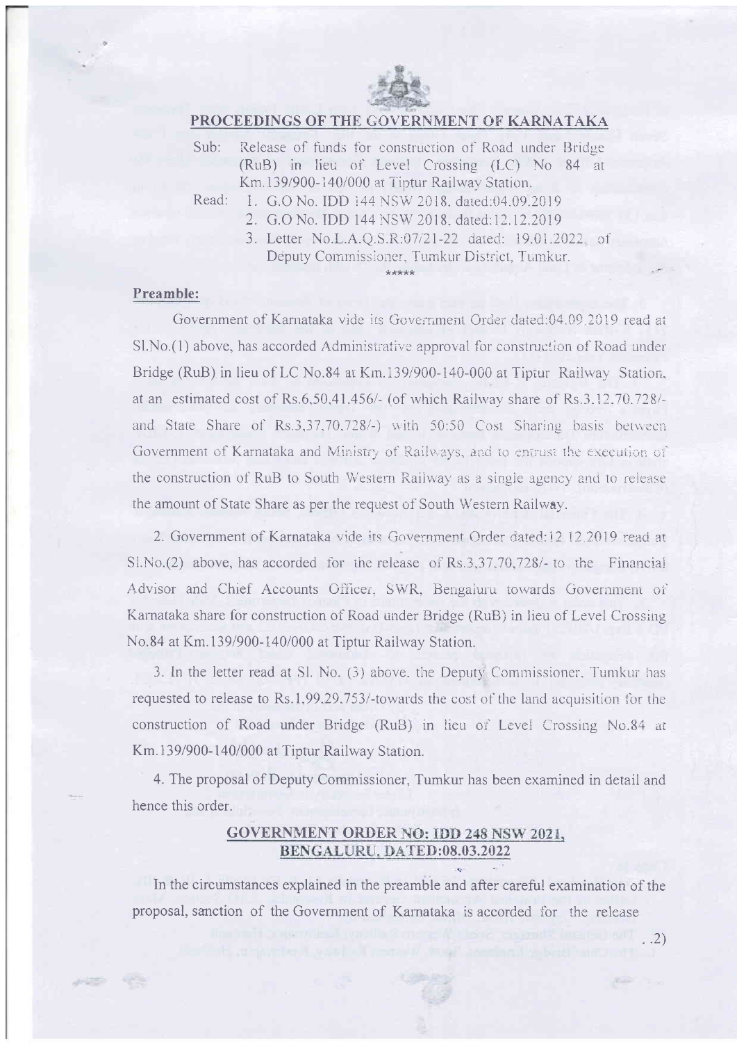## PROCEEDINGS OF THE GOVERNMENT OF KARNATAKA

Sub: Release of funds for construction of Road under Bridge (RuB) in lieu of Level Crossing (LC) No 84 at Km.139/900-140/000 at Tiptur Railway Station.

Read:
1. G.O No. IDD 144 NSW 2018, dated:04.09.2019
2. G.O No. IDD 144 NSW 2018, dated:12.12.2019
3. Letter No.L.A.Q.S.R:07/21-22 dated: 19.01.2022, of Deputy Commissioner, Tumkur District, Tumkur.

\*\*\*\*\*

### Preamble:

Government of Karnataka vide its Government Order dated:04.09.2019 read at Sl.No.(1) above, has accorded Administrative approval for construction of Road under Bridge (RuB) in lieu of LC No.84 at Km.139/900-140-000 at Tiptur Railway Station, at an estimated cost of Rs.6,50,41,456/- (of which Railway share of Rs.3,12,70,728/- and State Share of Rs.3,37,70,728/-) with 50:50 Cost Sharing basis between Government of Karnataka and Ministry of Railways, and to entrust the execution of the construction of RuB to South Western Railway as a single agency and to release the amount of State Share as per the request of South Western Railway.

2. Government of Karnataka vide its Government Order dated:12.12.2019 read at Sl.No.(2) above, has accorded for the release of Rs.3,37,70,728/- to the Financial Advisor and Chief Accounts Officer, SWR, Bengaluru towards Government of Karnataka share for construction of Road under Bridge (RuB) in lieu of Level Crossing No.84 at Km.139/900-140/000 at Tiptur Railway Station.

3. In the letter read at Sl. No. (3) above, the Deputy Commissioner, Tumkur has requested to release to Rs.1,99,29,753/-towards the cost of the land acquisition for the construction of Road under Bridge (RuB) in lieu of Level Crossing No.84 at Km.139/900-140/000 at Tiptur Railway Station.

4. The proposal of Deputy Commissioner, Tumkur has been examined in detail and hence this order.

### GOVERNMENT ORDER NO: IDD 248 NSW 2021, BENGALURU, DATED:08.03.2022

In the circumstances explained in the preamble and after careful examination of the proposal, sanction of the Government of Karnataka is accorded for the release

..2)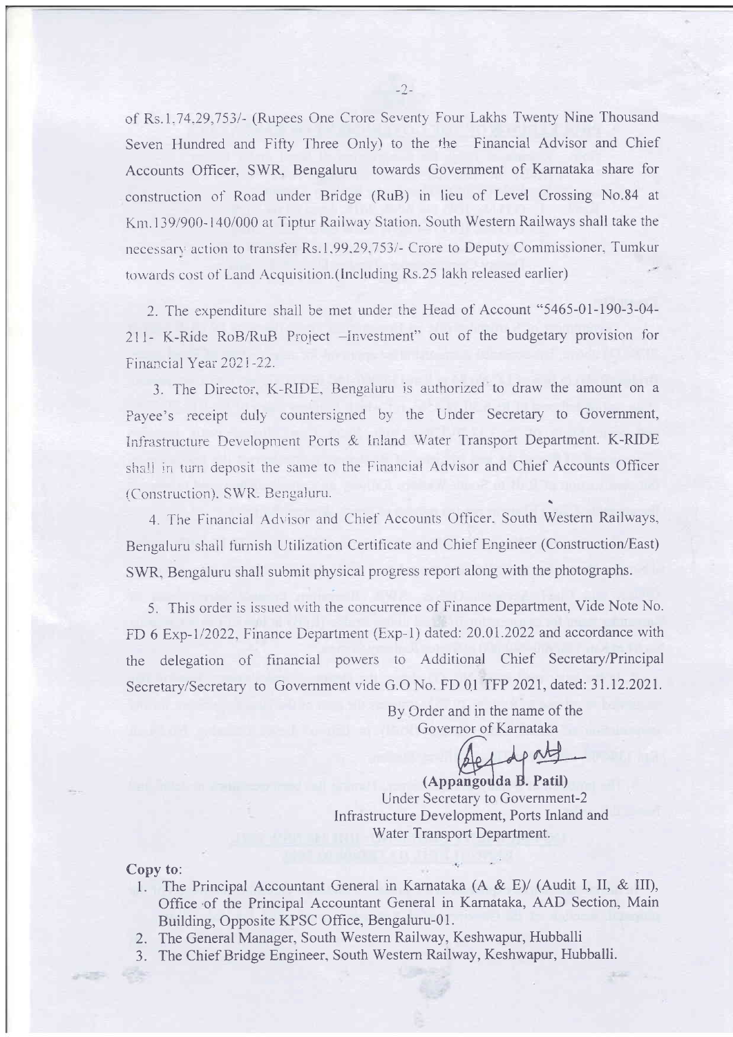of Rs.1,74,29,753/- (Rupees One Crore Seventy Four Lakhs Twenty Nine Thousand Seven Hundred and Fifty Three Only) to the the Financial Advisor and Chief Accounts Officer, SWR, Bengaluru towards Government of Karnataka share for construction of Road under Bridge (RuB) in lieu of Level Crossing No.84 at Km.139/900-140/000 at Tiptur Railway Station. South Western Railways shall take the necessary action to transfer Rs.1,99,29,753/- Crore to Deputy Commissioner, Tumkur towards cost of Land Acquisition.(Including Rs.25 lakh released earlier)

2. The expenditure shall be met under the Head of Account "5465-01-190-3-04-211- K-Ride RoB/RuB Project –Investment" out of the budgetary provision for Financial Year 2021-22.

3. The Director, K-RIDE, Bengaluru is authorized to draw the amount on a Payee's receipt duly countersigned by the Under Secretary to Government, Infrastructure Development Ports & Inland Water Transport Department. K-RIDE shall in turn deposit the same to the Financial Advisor and Chief Accounts Officer (Construction), SWR, Bengaluru.

4. The Financial Advisor and Chief Accounts Officer, South Western Railways, Bengaluru shall furnish Utilization Certificate and Chief Engineer (Construction/East) SWR, Bengaluru shall submit physical progress report along with the photographs.

5. This order is issued with the concurrence of Finance Department, Vide Note No. FD 6 Exp-1/2022, Finance Department (Exp-1) dated: 20.01.2022 and accordance with the delegation of financial powers to Additional Chief Secretary/Principal Secretary/Secretary to Government vide G.O No. FD 01 TFP 2021, dated: 31.12.2021.

By Order and in the name of the
Governor of Karnataka

(Appangouda B. Patil)
Under Secretary to Government-2
Infrastructure Development, Ports Inland and
Water Transport Department.

**Copy to**:

1. The Principal Accountant General in Karnataka (A & E)/ (Audit I, II, & III), Office of the Principal Accountant General in Karnataka, AAD Section, Main Building, Opposite KPSC Office, Bengaluru-01.
2. The General Manager, South Western Railway, Keshwapur, Hubballi
3. The Chief Bridge Engineer, South Western Railway, Keshwapur, Hubballi.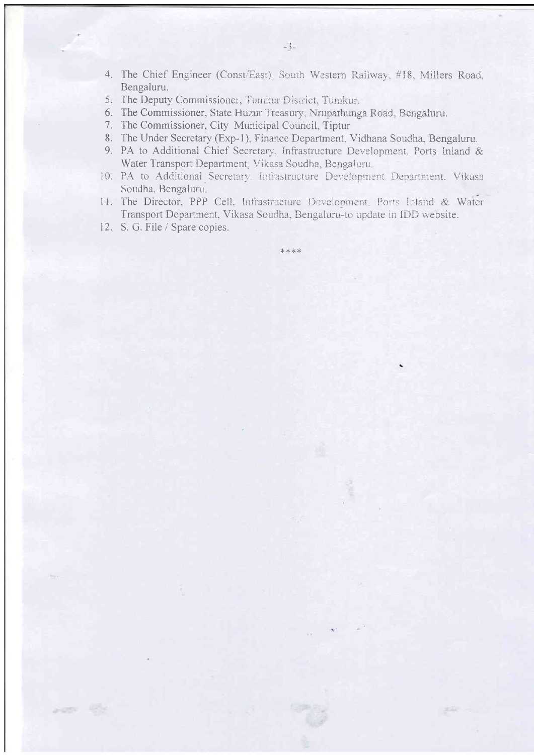4. The Chief Engineer (Const/East), South Western Railway, #18, Millers Road, Bengaluru.
5. The Deputy Commissioner, Tumkur District, Tumkur.
6. The Commissioner, State Huzur Treasury, Nrupathunga Road, Bengaluru.
7. The Commissioner, City Municipal Council, Tiptur
8. The Under Secretary (Exp-1), Finance Department, Vidhana Soudha, Bengaluru.
9. PA to Additional Chief Secretary, Infrastructure Development, Ports Inland & Water Transport Department, Vikasa Soudha, Bengaluru.
10. PA to Additional Secretary, Infrastructure Development Department, Vikasa Soudha, Bengaluru.
11. The Director, PPP Cell, Infrastructure Development, Ports Inland & Water Transport Department, Vikasa Soudha, Bengaluru-to update in IDD website.
12. S. G. File / Spare copies.

****